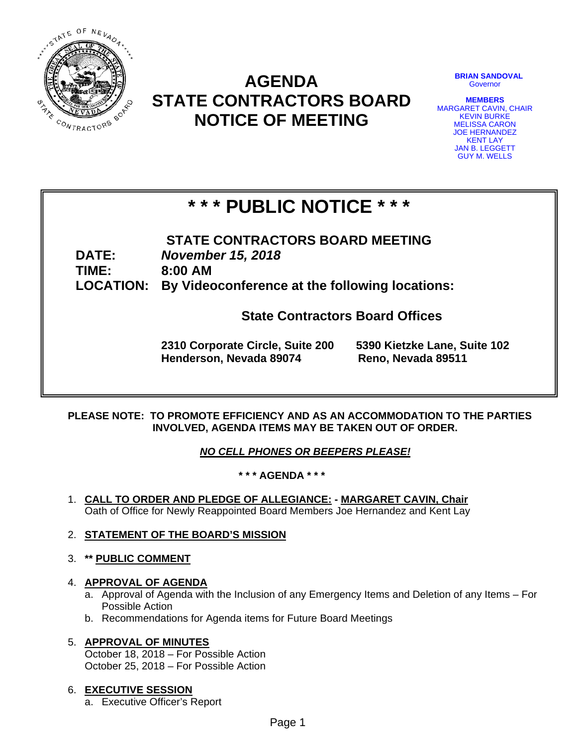# AGENDA
# STATE CONTRACTORS BOARD
# NOTICE OF MEETING

**BRIAN SANDOVAL**
Governor

**MEMBERS**
MARGARET CAVIN, CHAIR
KEVIN BURKE
MELISSA CARON
JOE HERNANDEZ
KENT LAY
JAN B. LEGGETT
GUY M. WELLS

## * * * PUBLIC NOTICE * * *

**STATE CONTRACTORS BOARD MEETING**

**DATE:** ***November 15, 2018***
**TIME:** **8:00 AM**
**LOCATION:** **By Videoconference at the following locations:**

**State Contractors Board Offices**

**2310 Corporate Circle, Suite 200**
**Henderson, Nevada 89074**

**5390 Kietzke Lane, Suite 102**
**Reno, Nevada 89511**

**PLEASE NOTE: TO PROMOTE EFFICIENCY AND AS AN ACCOMMODATION TO THE PARTIES INVOLVED, AGENDA ITEMS MAY BE TAKEN OUT OF ORDER.**

***NO CELL PHONES OR BEEPERS PLEASE!***

**\* \* \* AGENDA \* \* \***

1. **CALL TO ORDER AND PLEDGE OF ALLEGIANCE: - MARGARET CAVIN, Chair**
   Oath of Office for Newly Reappointed Board Members Joe Hernandez and Kent Lay

2. **STATEMENT OF THE BOARD'S MISSION**

3. **\*\* PUBLIC COMMENT**

4. **APPROVAL OF AGENDA**
   a. Approval of Agenda with the Inclusion of any Emergency Items and Deletion of any Items – For Possible Action
   b. Recommendations for Agenda items for Future Board Meetings

5. **APPROVAL OF MINUTES**
   October 18, 2018 – For Possible Action
   October 25, 2018 – For Possible Action

6. **EXECUTIVE SESSION**
   a. Executive Officer's Report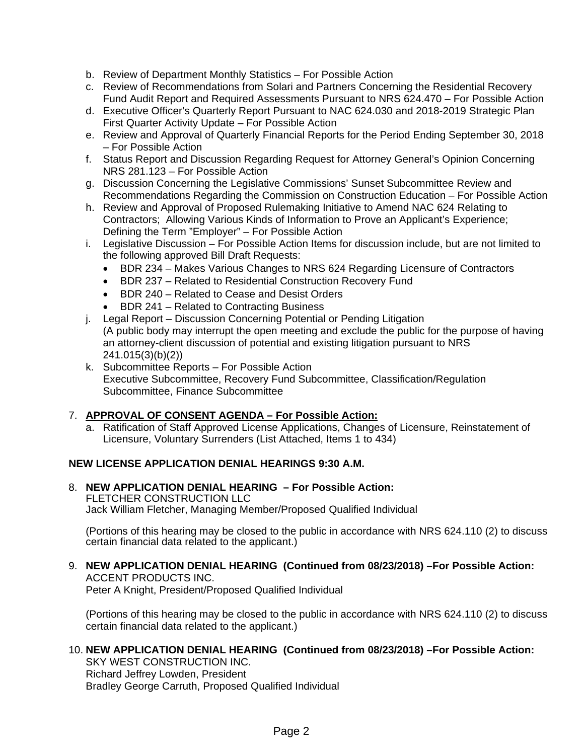b. Review of Department Monthly Statistics – For Possible Action
c. Review of Recommendations from Solari and Partners Concerning the Residential Recovery Fund Audit Report and Required Assessments Pursuant to NRS 624.470 – For Possible Action
d. Executive Officer's Quarterly Report Pursuant to NAC 624.030 and 2018-2019 Strategic Plan First Quarter Activity Update – For Possible Action
e. Review and Approval of Quarterly Financial Reports for the Period Ending September 30, 2018 – For Possible Action
f. Status Report and Discussion Regarding Request for Attorney General's Opinion Concerning NRS 281.123 – For Possible Action
g. Discussion Concerning the Legislative Commissions' Sunset Subcommittee Review and Recommendations Regarding the Commission on Construction Education – For Possible Action
h. Review and Approval of Proposed Rulemaking Initiative to Amend NAC 624 Relating to Contractors; Allowing Various Kinds of Information to Prove an Applicant's Experience; Defining the Term "Employer" – For Possible Action
i. Legislative Discussion – For Possible Action Items for discussion include, but are not limited to the following approved Bill Draft Requests:
   - BDR 234 – Makes Various Changes to NRS 624 Regarding Licensure of Contractors
   - BDR 237 – Related to Residential Construction Recovery Fund
   - BDR 240 – Related to Cease and Desist Orders
   - BDR 241 – Related to Contracting Business
j. Legal Report – Discussion Concerning Potential or Pending Litigation
   (A public body may interrupt the open meeting and exclude the public for the purpose of having an attorney-client discussion of potential and existing litigation pursuant to NRS 241.015(3)(b)(2))
k. Subcommittee Reports – For Possible Action
   Executive Subcommittee, Recovery Fund Subcommittee, Classification/Regulation Subcommittee, Finance Subcommittee

7. **APPROVAL OF CONSENT AGENDA – For Possible Action:**
   a. Ratification of Staff Approved License Applications, Changes of Licensure, Reinstatement of Licensure, Voluntary Surrenders (List Attached, Items 1 to 434)

**NEW LICENSE APPLICATION DENIAL HEARINGS 9:30 A.M.**

8. **NEW APPLICATION DENIAL HEARING – For Possible Action:**
   FLETCHER CONSTRUCTION LLC
   Jack William Fletcher, Managing Member/Proposed Qualified Individual

   (Portions of this hearing may be closed to the public in accordance with NRS 624.110 (2) to discuss certain financial data related to the applicant.)

9. **NEW APPLICATION DENIAL HEARING (Continued from 08/23/2018) –For Possible Action:**
   ACCENT PRODUCTS INC.
   Peter A Knight, President/Proposed Qualified Individual

   (Portions of this hearing may be closed to the public in accordance with NRS 624.110 (2) to discuss certain financial data related to the applicant.)

10. **NEW APPLICATION DENIAL HEARING (Continued from 08/23/2018) –For Possible Action:**
    SKY WEST CONSTRUCTION INC.
    Richard Jeffrey Lowden, President
    Bradley George Carruth, Proposed Qualified Individual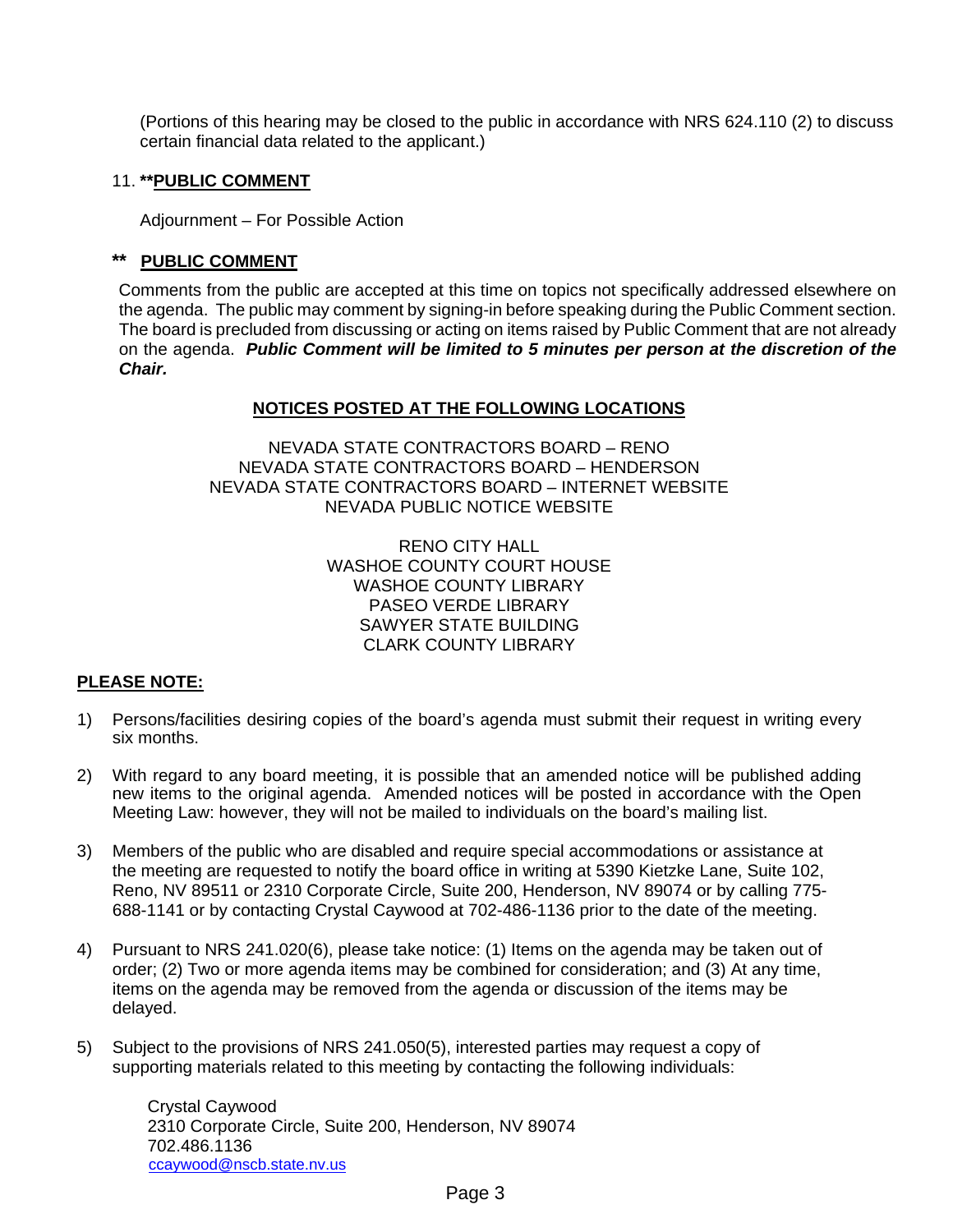(Portions of this hearing may be closed to the public in accordance with NRS 624.110 (2) to discuss certain financial data related to the applicant.)

11. ****PUBLIC COMMENT**

Adjournment – For Possible Action

## ** PUBLIC COMMENT

Comments from the public are accepted at this time on topics not specifically addressed elsewhere on the agenda. The public may comment by signing-in before speaking during the Public Comment section. The board is precluded from discussing or acting on items raised by Public Comment that are not already on the agenda. ***Public Comment will be limited to 5 minutes per person at the discretion of the Chair.***

## NOTICES POSTED AT THE FOLLOWING LOCATIONS

NEVADA STATE CONTRACTORS BOARD – RENO
NEVADA STATE CONTRACTORS BOARD – HENDERSON
NEVADA STATE CONTRACTORS BOARD – INTERNET WEBSITE
NEVADA PUBLIC NOTICE WEBSITE

RENO CITY HALL
WASHOE COUNTY COURT HOUSE
WASHOE COUNTY LIBRARY
PASEO VERDE LIBRARY
SAWYER STATE BUILDING
CLARK COUNTY LIBRARY

## PLEASE NOTE:

1) Persons/facilities desiring copies of the board's agenda must submit their request in writing every six months.

2) With regard to any board meeting, it is possible that an amended notice will be published adding new items to the original agenda. Amended notices will be posted in accordance with the Open Meeting Law: however, they will not be mailed to individuals on the board's mailing list.

3) Members of the public who are disabled and require special accommodations or assistance at the meeting are requested to notify the board office in writing at 5390 Kietzke Lane, Suite 102, Reno, NV 89511 or 2310 Corporate Circle, Suite 200, Henderson, NV 89074 or by calling 775-688-1141 or by contacting Crystal Caywood at 702-486-1136 prior to the date of the meeting.

4) Pursuant to NRS 241.020(6), please take notice: (1) Items on the agenda may be taken out of order; (2) Two or more agenda items may be combined for consideration; and (3) At any time, items on the agenda may be removed from the agenda or discussion of the items may be delayed.

5) Subject to the provisions of NRS 241.050(5), interested parties may request a copy of supporting materials related to this meeting by contacting the following individuals:

   Crystal Caywood
   2310 Corporate Circle, Suite 200, Henderson, NV 89074
   702.486.1136
   ccaywood@nscb.state.nv.us